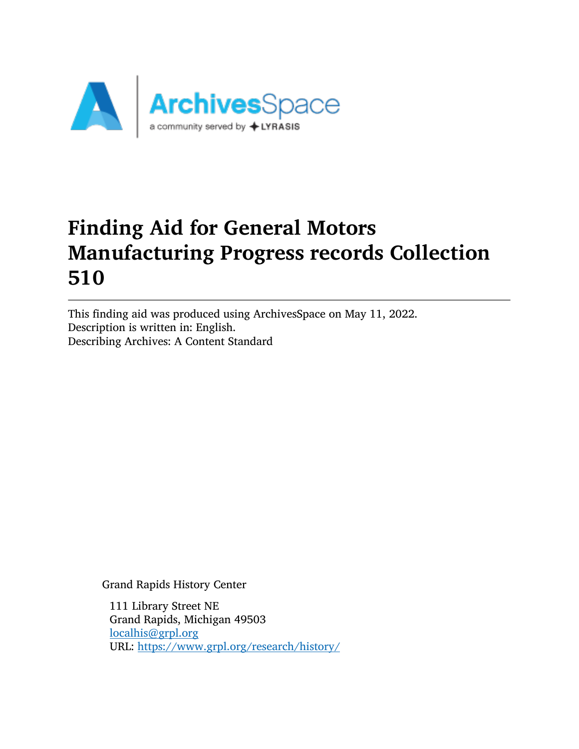# Finding Aid for General Motors Manufacturing Progress records Collection 510

---

This finding aid was produced using ArchivesSpace on May 11, 2022.
Description is written in: English.
Describing Archives: A Content Standard

Grand Rapids History Center

111 Library Street NE
Grand Rapids, Michigan 49503
[localhis@grpl.org](mailto:localhis@grpl.org)
URL: [https://www.grpl.org/research/history/](https://www.grpl.org/research/history/)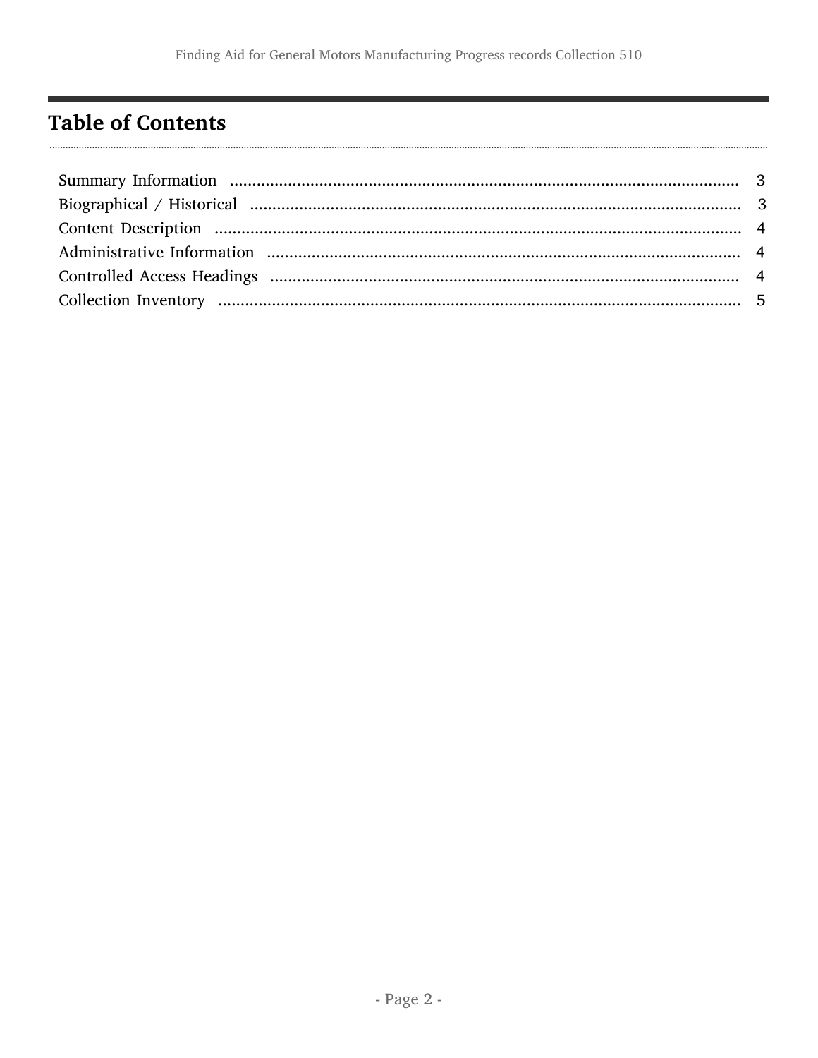## Table of Contents

Summary Information .................................................................................................................. 3
Biographical / Historical ............................................................................................................. 3
Content Description ................................................................................................................... 4
Administrative Information ......................................................................................................... 4
Controlled Access Headings ....................................................................................................... 4
Collection Inventory ................................................................................................................... 5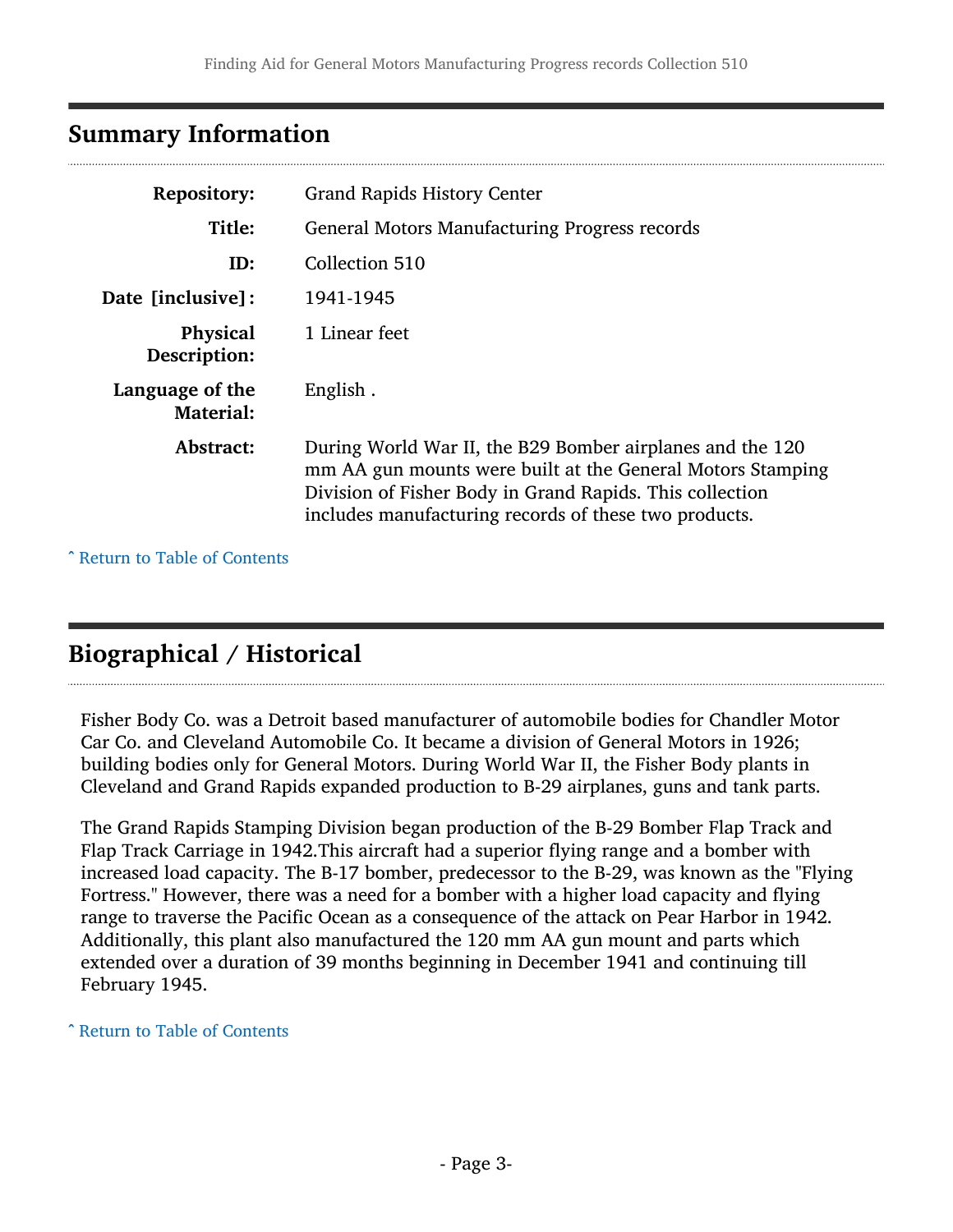## Summary Information

| | |
|---|---|
| **Repository:** | Grand Rapids History Center |
| **Title:** | General Motors Manufacturing Progress records |
| **ID:** | Collection 510 |
| **Date [inclusive]:** | 1941-1945 |
| **Physical Description:** | 1 Linear feet |
| **Language of the Material:** | English . |
| **Abstract:** | During World War II, the B29 Bomber airplanes and the 120 mm AA gun mounts were built at the General Motors Stamping Division of Fisher Body in Grand Rapids. This collection includes manufacturing records of these two products. |

ˆ Return to Table of Contents

## Biographical / Historical

Fisher Body Co. was a Detroit based manufacturer of automobile bodies for Chandler Motor Car Co. and Cleveland Automobile Co. It became a division of General Motors in 1926; building bodies only for General Motors. During World War II, the Fisher Body plants in Cleveland and Grand Rapids expanded production to B-29 airplanes, guns and tank parts.

The Grand Rapids Stamping Division began production of the B-29 Bomber Flap Track and Flap Track Carriage in 1942.This aircraft had a superior flying range and a bomber with increased load capacity. The B-17 bomber, predecessor to the B-29, was known as the "Flying Fortress." However, there was a need for a bomber with a higher load capacity and flying range to traverse the Pacific Ocean as a consequence of the attack on Pear Harbor in 1942. Additionally, this plant also manufactured the 120 mm AA gun mount and parts which extended over a duration of 39 months beginning in December 1941 and continuing till February 1945.

ˆ Return to Table of Contents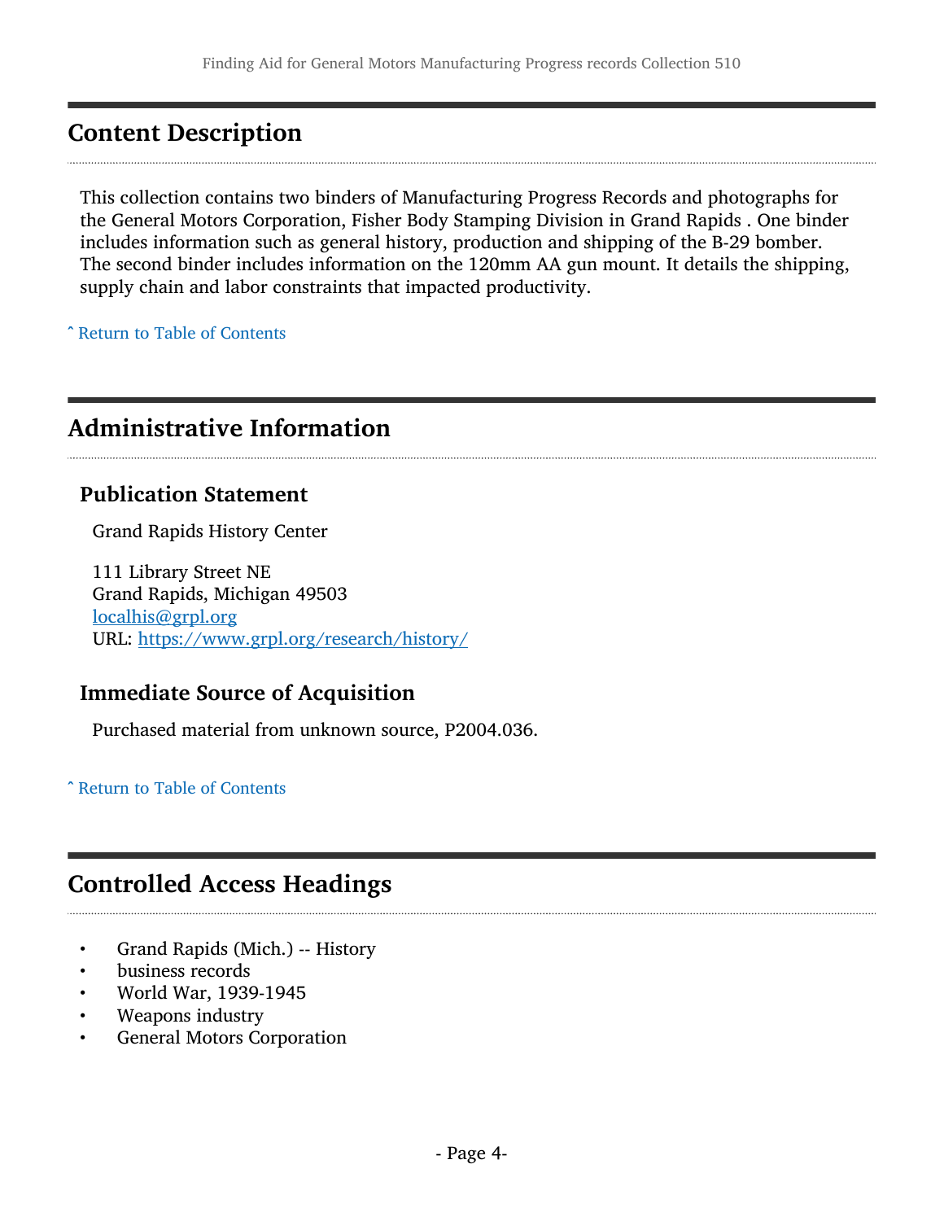## Content Description

This collection contains two binders of Manufacturing Progress Records and photographs for the General Motors Corporation, Fisher Body Stamping Division in Grand Rapids . One binder includes information such as general history, production and shipping of the B-29 bomber. The second binder includes information on the 120mm AA gun mount. It details the shipping, supply chain and labor constraints that impacted productivity.

ˆ Return to Table of Contents

## Administrative Information

### Publication Statement

Grand Rapids History Center

111 Library Street NE
Grand Rapids, Michigan 49503
localhis@grpl.org
URL: https://www.grpl.org/research/history/

### Immediate Source of Acquisition

Purchased material from unknown source, P2004.036.

ˆ Return to Table of Contents

## Controlled Access Headings

- Grand Rapids (Mich.) -- History
- business records
- World War, 1939-1945
- Weapons industry
- General Motors Corporation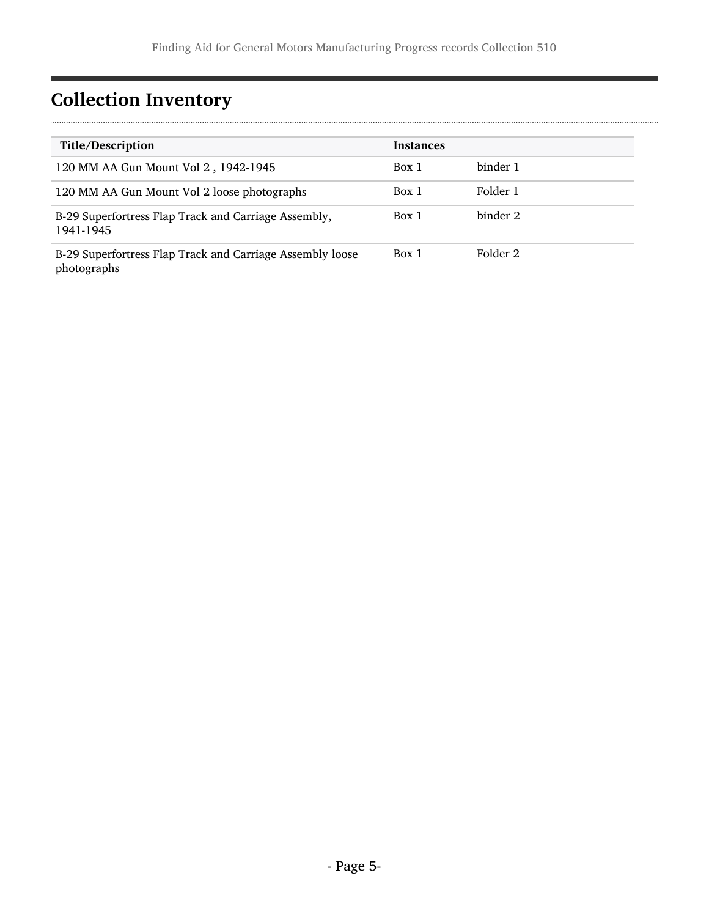## Collection Inventory

| Title/Description | Instances | |
|---|---|---|
| 120 MM AA Gun Mount Vol 2 , 1942-1945 | Box 1 | binder 1 |
| 120 MM AA Gun Mount Vol 2 loose photographs | Box 1 | Folder 1 |
| B-29 Superfortress Flap Track and Carriage Assembly, 1941-1945 | Box 1 | binder 2 |
| B-29 Superfortress Flap Track and Carriage Assembly loose photographs | Box 1 | Folder 2 |